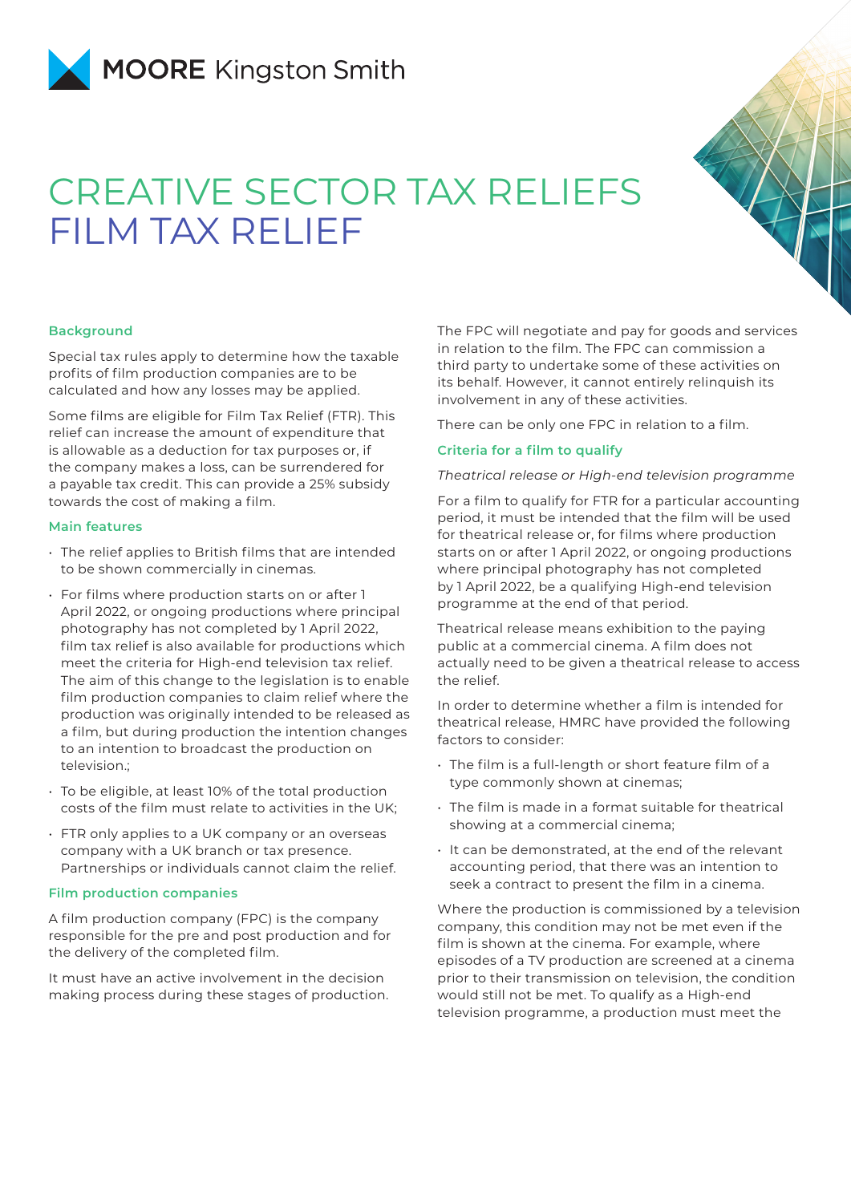MOORE Kingston Smith

# CREATIVE SECTOR TAX RELIEFS FILM TAX RELIEF

### Background

Special tax rules apply to determine how the taxable profits of film production companies are to be calculated and how any losses may be applied.

Some films are eligible for Film Tax Relief (FTR). This relief can increase the amount of expenditure that is allowable as a deduction for tax purposes or, if the company makes a loss, can be surrendered for a payable tax credit. This can provide a 25% subsidy towards the cost of making a film.

### Main features

- The relief applies to British films that are intended to be shown commercially in cinemas.
- For films where production starts on or after 1 April 2022, or ongoing productions where principal photography has not completed by 1 April 2022, film tax relief is also available for productions which meet the criteria for High-end television tax relief. The aim of this change to the legislation is to enable film production companies to claim relief where the production was originally intended to be released as a film, but during production the intention changes to an intention to broadcast the production on television.;
- To be eligible, at least 10% of the total production costs of the film must relate to activities in the UK;
- FTR only applies to a UK company or an overseas company with a UK branch or tax presence. Partnerships or individuals cannot claim the relief.

### Film production companies

A film production company (FPC) is the company responsible for the pre and post production and for the delivery of the completed film.

It must have an active involvement in the decision making process during these stages of production.

The FPC will negotiate and pay for goods and services in relation to the film. The FPC can commission a third party to undertake some of these activities on its behalf. However, it cannot entirely relinquish its involvement in any of these activities.

There can be only one FPC in relation to a film.

### Criteria for a film to qualify

*Theatrical release or High-end television programme*

For a film to qualify for FTR for a particular accounting period, it must be intended that the film will be used for theatrical release or, for films where production starts on or after 1 April 2022, or ongoing productions where principal photography has not completed by 1 April 2022, be a qualifying High-end television programme at the end of that period.

Theatrical release means exhibition to the paying public at a commercial cinema. A film does not actually need to be given a theatrical release to access the relief.

In order to determine whether a film is intended for theatrical release, HMRC have provided the following factors to consider:

- The film is a full-length or short feature film of a type commonly shown at cinemas;
- The film is made in a format suitable for theatrical showing at a commercial cinema;
- It can be demonstrated, at the end of the relevant accounting period, that there was an intention to seek a contract to present the film in a cinema.

Where the production is commissioned by a television company, this condition may not be met even if the film is shown at the cinema. For example, where episodes of a TV production are screened at a cinema prior to their transmission on television, the condition would still not be met. To qualify as a High-end television programme, a production must meet the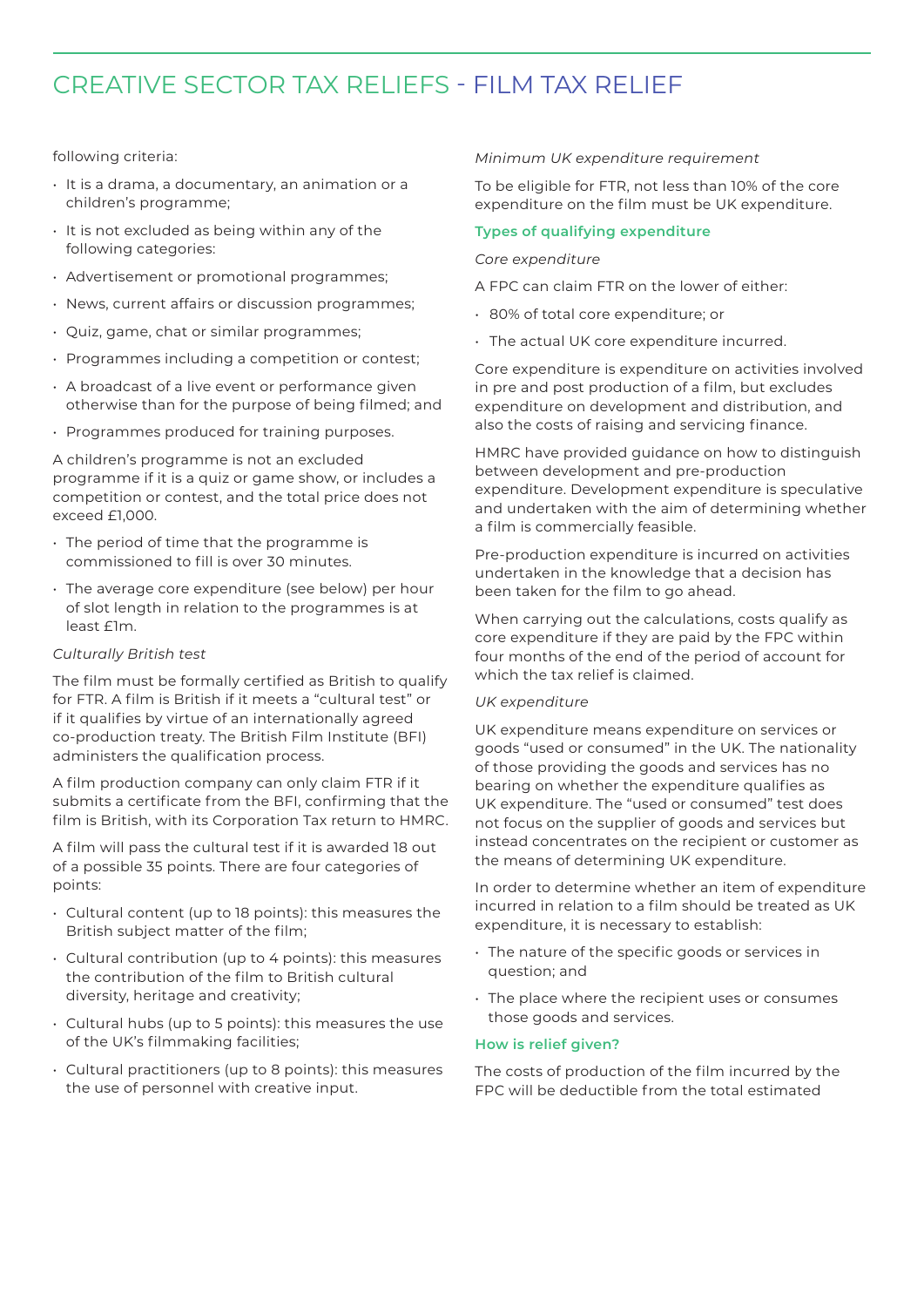following criteria:

- It is a drama, a documentary, an animation or a children's programme;
- It is not excluded as being within any of the following categories:
- Advertisement or promotional programmes;
- News, current affairs or discussion programmes;
- Quiz, game, chat or similar programmes;
- Programmes including a competition or contest;
- A broadcast of a live event or performance given otherwise than for the purpose of being filmed; and
- Programmes produced for training purposes.

A children's programme is not an excluded programme if it is a quiz or game show, or includes a competition or contest, and the total price does not exceed £1,000.

- The period of time that the programme is commissioned to fill is over 30 minutes.
- The average core expenditure (see below) per hour of slot length in relation to the programmes is at least £1m.

*Culturally British test*

The film must be formally certified as British to qualify for FTR. A film is British if it meets a "cultural test" or if it qualifies by virtue of an internationally agreed co-production treaty. The British Film Institute (BFI) administers the qualification process.

A film production company can only claim FTR if it submits a certificate from the BFI, confirming that the film is British, with its Corporation Tax return to HMRC.

A film will pass the cultural test if it is awarded 18 out of a possible 35 points. There are four categories of points:

- Cultural content (up to 18 points): this measures the British subject matter of the film;
- Cultural contribution (up to 4 points): this measures the contribution of the film to British cultural diversity, heritage and creativity;
- Cultural hubs (up to 5 points): this measures the use of the UK's filmmaking facilities;
- Cultural practitioners (up to 8 points): this measures the use of personnel with creative input.

*Minimum UK expenditure requirement*

To be eligible for FTR, not less than 10% of the core expenditure on the film must be UK expenditure.

### Types of qualifying expenditure

*Core expenditure*

A FPC can claim FTR on the lower of either:

- 80% of total core expenditure; or
- The actual UK core expenditure incurred.

Core expenditure is expenditure on activities involved in pre and post production of a film, but excludes expenditure on development and distribution, and also the costs of raising and servicing finance.

HMRC have provided guidance on how to distinguish between development and pre-production expenditure. Development expenditure is speculative and undertaken with the aim of determining whether a film is commercially feasible.

Pre-production expenditure is incurred on activities undertaken in the knowledge that a decision has been taken for the film to go ahead.

When carrying out the calculations, costs qualify as core expenditure if they are paid by the FPC within four months of the end of the period of account for which the tax relief is claimed.

*UK expenditure*

UK expenditure means expenditure on services or goods "used or consumed" in the UK. The nationality of those providing the goods and services has no bearing on whether the expenditure qualifies as UK expenditure. The "used or consumed" test does not focus on the supplier of goods and services but instead concentrates on the recipient or customer as the means of determining UK expenditure.

In order to determine whether an item of expenditure incurred in relation to a film should be treated as UK expenditure, it is necessary to establish:

- The nature of the specific goods or services in question; and
- The place where the recipient uses or consumes those goods and services.

### How is relief given?

The costs of production of the film incurred by the FPC will be deductible from the total estimated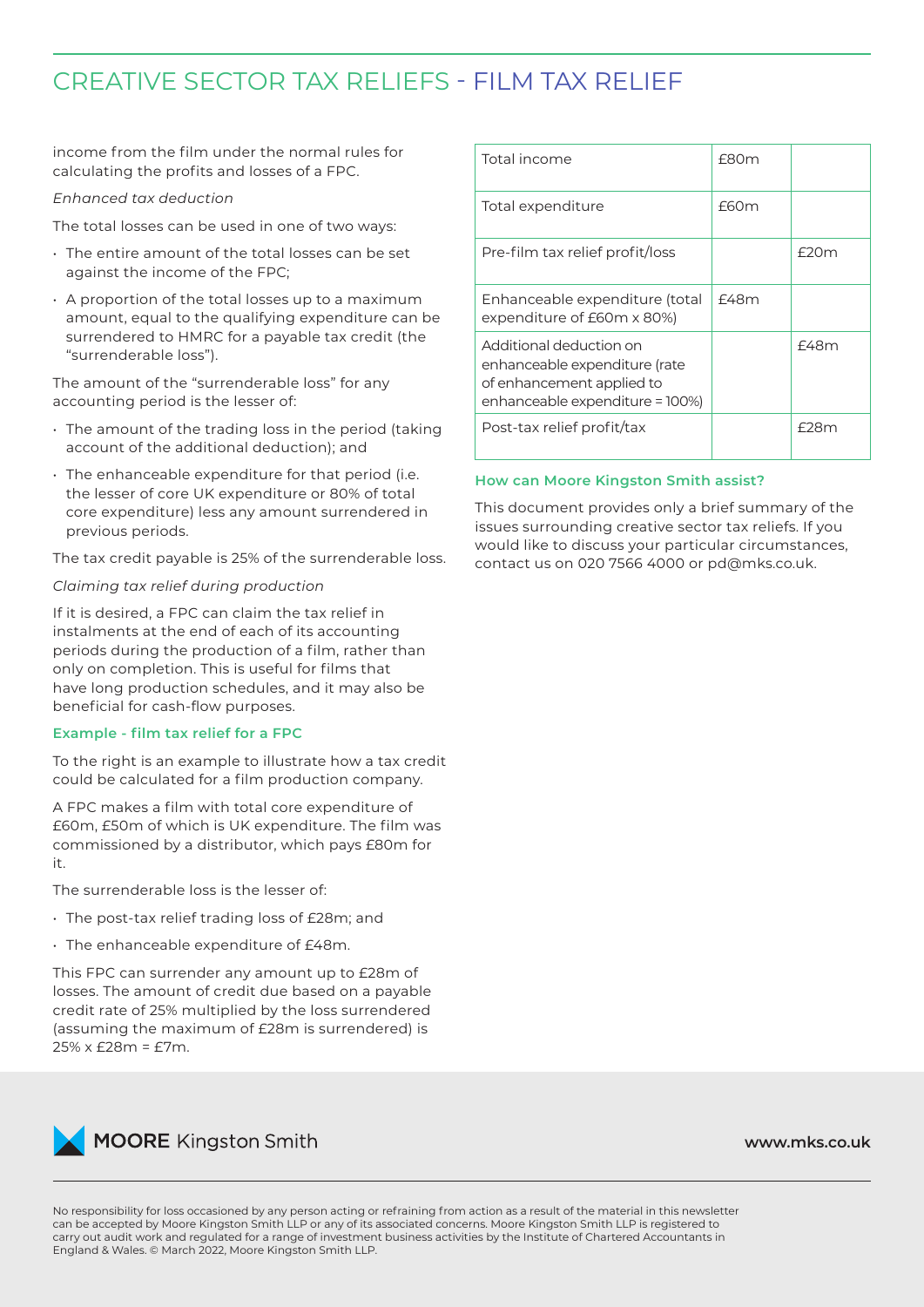income from the film under the normal rules for calculating the profits and losses of a FPC.

*Enhanced tax deduction*

The total losses can be used in one of two ways:

- The entire amount of the total losses can be set against the income of the FPC;
- A proportion of the total losses up to a maximum amount, equal to the qualifying expenditure can be surrendered to HMRC for a payable tax credit (the "surrenderable loss").

The amount of the "surrenderable loss" for any accounting period is the lesser of:

- The amount of the trading loss in the period (taking account of the additional deduction); and
- The enhanceable expenditure for that period (i.e. the lesser of core UK expenditure or 80% of total core expenditure) less any amount surrendered in previous periods.

The tax credit payable is 25% of the surrenderable loss.

*Claiming tax relief during production*

If it is desired, a FPC can claim the tax relief in instalments at the end of each of its accounting periods during the production of a film, rather than only on completion. This is useful for films that have long production schedules, and it may also be beneficial for cash-flow purposes.

### Example - film tax relief for a FPC

To the right is an example to illustrate how a tax credit could be calculated for a film production company.

A FPC makes a film with total core expenditure of £60m, £50m of which is UK expenditure. The film was commissioned by a distributor, which pays £80m for it.

The surrenderable loss is the lesser of:

- The post-tax relief trading loss of £28m; and
- The enhanceable expenditure of £48m.

This FPC can surrender any amount up to £28m of losses. The amount of credit due based on a payable credit rate of 25% multiplied by the loss surrendered (assuming the maximum of £28m is surrendered) is 25% x £28m = £7m.

| | | |
|---|---|---|
| Total income | £80m | |
| Total expenditure | £60m | |
| Pre-film tax relief profit/loss | | £20m |
| Enhanceable expenditure (total expenditure of £60m x 80%) | £48m | |
| Additional deduction on enhanceable expenditure (rate of enhancement applied to enhanceable expenditure = 100%) | | £48m |
| Post-tax relief profit/tax | | £28m |

### How can Moore Kingston Smith assist?

This document provides only a brief summary of the issues surrounding creative sector tax reliefs. If you would like to discuss your particular circumstances, contact us on 020 7566 4000 or pd@mks.co.uk.

MOORE Kingston Smith

www.mks.co.uk

No responsibility for loss occasioned by any person acting or refraining from action as a result of the material in this newsletter can be accepted by Moore Kingston Smith LLP or any of its associated concerns. Moore Kingston Smith LLP is registered to carry out audit work and regulated for a range of investment business activities by the Institute of Chartered Accountants in England & Wales. © March 2022, Moore Kingston Smith LLP.